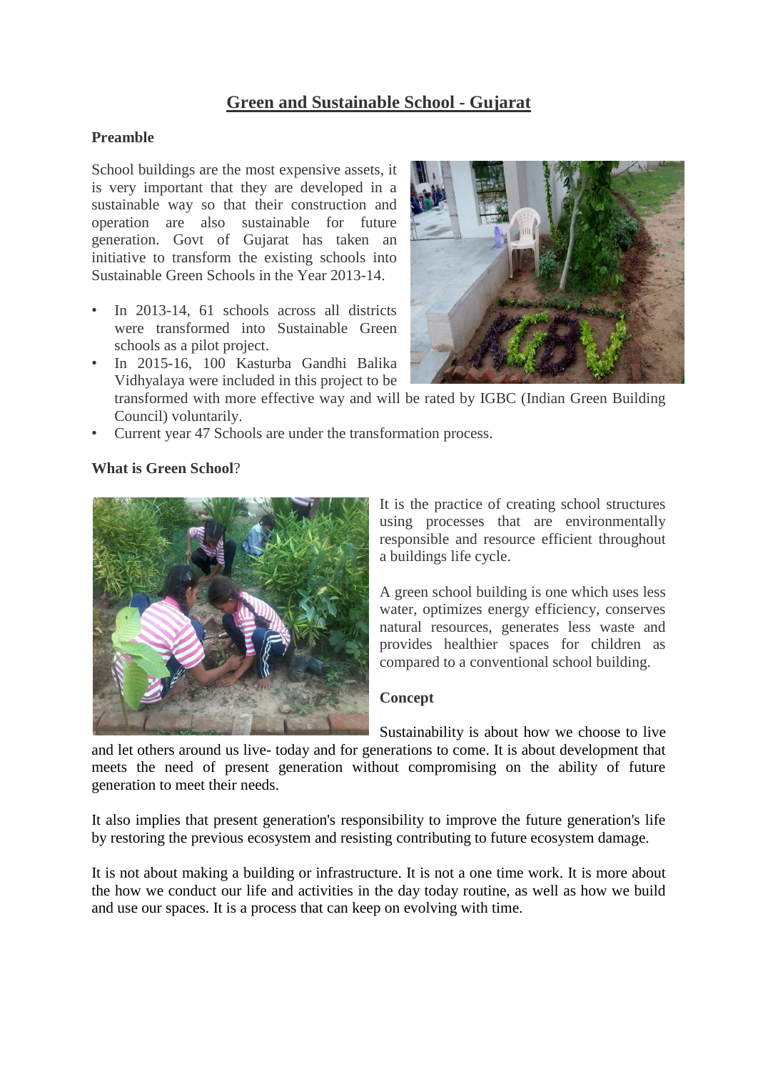# Green and Sustainable School - Gujarat

**Preamble**

School buildings are the most expensive assets, it is very important that they are developed in a sustainable way so that their construction and operation are also sustainable for future generation. Govt of Gujarat has taken an initiative to transform the existing schools into Sustainable Green Schools in the Year 2013-14.

- In 2013-14, 61 schools across all districts were transformed into Sustainable Green schools as a pilot project.
- In 2015-16, 100 Kasturba Gandhi Balika Vidhyalaya were included in this project to be transformed with more effective way and will be rated by IGBC (Indian Green Building Council) voluntarily.
- Current year 47 Schools are under the transformation process.

**What is Green School**?

It is the practice of creating school structures using processes that are environmentally responsible and resource efficient throughout a buildings life cycle.

A green school building is one which uses less water, optimizes energy efficiency, conserves natural resources, generates less waste and provides healthier spaces for children as compared to a conventional school building.

**Concept**

Sustainability is about how we choose to live and let others around us live- today and for generations to come. It is about development that meets the need of present generation without compromising on the ability of future generation to meet their needs.

It also implies that present generation's responsibility to improve the future generation's life by restoring the previous ecosystem and resisting contributing to future ecosystem damage.

It is not about making a building or infrastructure. It is not a one time work. It is more about the how we conduct our life and activities in the day today routine, as well as how we build and use our spaces. It is a process that can keep on evolving with time.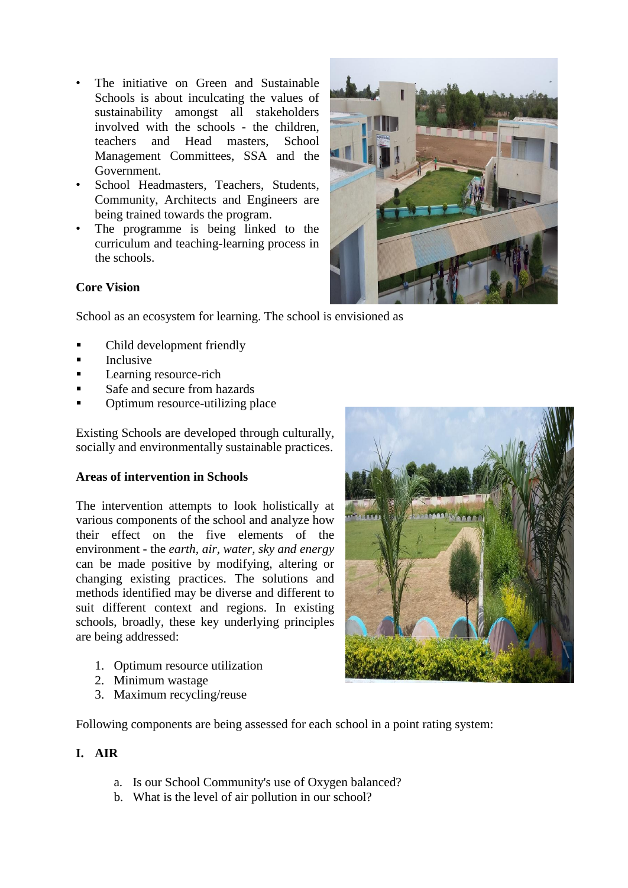- The initiative on Green and Sustainable Schools is about inculcating the values of sustainability amongst all stakeholders involved with the schools - the children, teachers and Head masters, School Management Committees, SSA and the Government.
- School Headmasters, Teachers, Students, Community, Architects and Engineers are being trained towards the program.
- The programme is being linked to the curriculum and teaching-learning process in the schools.

**Core Vision**

School as an ecosystem for learning. The school is envisioned as

- Child development friendly
- Inclusive
- Learning resource-rich
- Safe and secure from hazards
- Optimum resource-utilizing place

Existing Schools are developed through culturally, socially and environmentally sustainable practices.

**Areas of intervention in Schools**

The intervention attempts to look holistically at various components of the school and analyze how their effect on the five elements of the environment - the *earth, air, water, sky and energy* can be made positive by modifying, altering or changing existing practices. The solutions and methods identified may be diverse and different to suit different context and regions. In existing schools, broadly, these key underlying principles are being addressed:

1. Optimum resource utilization
2. Minimum wastage
3. Maximum recycling/reuse

Following components are being assessed for each school in a point rating system:

**I. AIR**

a. Is our School Community's use of Oxygen balanced?
b. What is the level of air pollution in our school?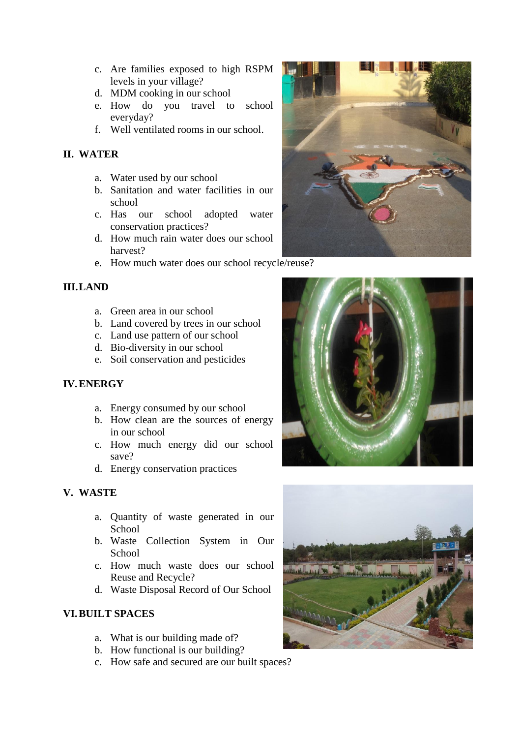c. Are families exposed to high RSPM levels in your village?
d. MDM cooking in our school
e. How do you travel to school everyday?
f. Well ventilated rooms in our school.

## II. WATER

a. Water used by our school
b. Sanitation and water facilities in our school
c. Has our school adopted water conservation practices?
d. How much rain water does our school harvest?
e. How much water does our school recycle/reuse?

## III. LAND

a. Green area in our school
b. Land covered by trees in our school
c. Land use pattern of our school
d. Bio-diversity in our school
e. Soil conservation and pesticides

## IV. ENERGY

a. Energy consumed by our school
b. How clean are the sources of energy in our school
c. How much energy did our school save?
d. Energy conservation practices

## V. WASTE

a. Quantity of waste generated in our School
b. Waste Collection System in Our School
c. How much waste does our school Reuse and Recycle?
d. Waste Disposal Record of Our School

## VI. BUILT SPACES

a. What is our building made of?
b. How functional is our building?
c. How safe and secured are our built spaces?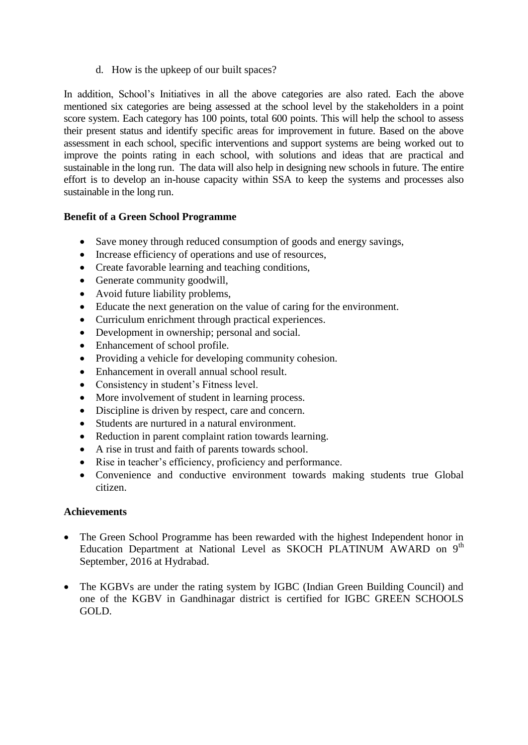d. How is the upkeep of our built spaces?

In addition, School's Initiatives in all the above categories are also rated. Each the above mentioned six categories are being assessed at the school level by the stakeholders in a point score system. Each category has 100 points, total 600 points. This will help the school to assess their present status and identify specific areas for improvement in future. Based on the above assessment in each school, specific interventions and support systems are being worked out to improve the points rating in each school, with solutions and ideas that are practical and sustainable in the long run. The data will also help in designing new schools in future. The entire effort is to develop an in-house capacity within SSA to keep the systems and processes also sustainable in the long run.

**Benefit of a Green School Programme**

- Save money through reduced consumption of goods and energy savings,
- Increase efficiency of operations and use of resources,
- Create favorable learning and teaching conditions,
- Generate community goodwill,
- Avoid future liability problems,
- Educate the next generation on the value of caring for the environment.
- Curriculum enrichment through practical experiences.
- Development in ownership; personal and social.
- Enhancement of school profile.
- Providing a vehicle for developing community cohesion.
- Enhancement in overall annual school result.
- Consistency in student's Fitness level.
- More involvement of student in learning process.
- Discipline is driven by respect, care and concern.
- Students are nurtured in a natural environment.
- Reduction in parent complaint ration towards learning.
- A rise in trust and faith of parents towards school.
- Rise in teacher's efficiency, proficiency and performance.
- Convenience and conductive environment towards making students true Global citizen.

**Achievements**

- The Green School Programme has been rewarded with the highest Independent honor in Education Department at National Level as SKOCH PLATINUM AWARD on 9th September, 2016 at Hydrabad.

- The KGBVs are under the rating system by IGBC (Indian Green Building Council) and one of the KGBV in Gandhinagar district is certified for IGBC GREEN SCHOOLS GOLD.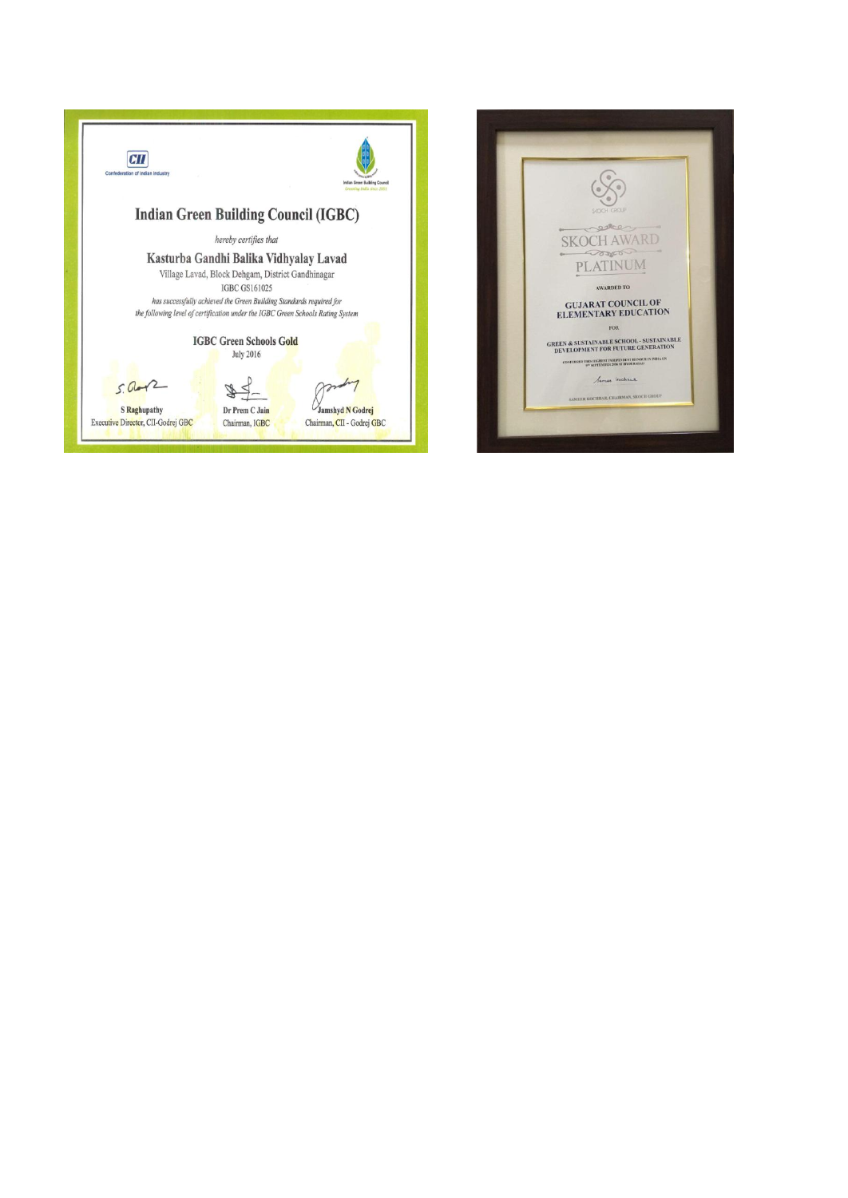CII
Confederation of Indian Industry

Indian Green Building Council

# Indian Green Building Council (IGBC)

*hereby certifies that*

## Kasturba Gandhi Balika Vidhyalay Lavad

Village Lavad, Block Dehgam, District Gandhinagar

IGBC GS161025

*has successfully achieved the Green Building Standards required for the following level of certification under the IGBC Green Schools Rating System*

### IGBC Green Schools Gold

July 2016

**S Raghupathy**
Executive Director, CII-Godrej GBC

**Dr Prem C Jain**
Chairman, IGBC

**Jamshyd N Godrej**
Chairman, CII - Godrej GBC

---

SKOCH GROUP

# SKOCH AWARD

## PLATINUM

AWARDED TO

**GUJARAT COUNCIL OF ELEMENTARY EDUCATION**

FOR

**GREEN & SUSTAINABLE SCHOOL - SUSTAINABLE DEVELOPMENT FOR FUTURE GENERATION**

SAMEER KOCHHAR, CHAIRMAN, SKOCH GROUP